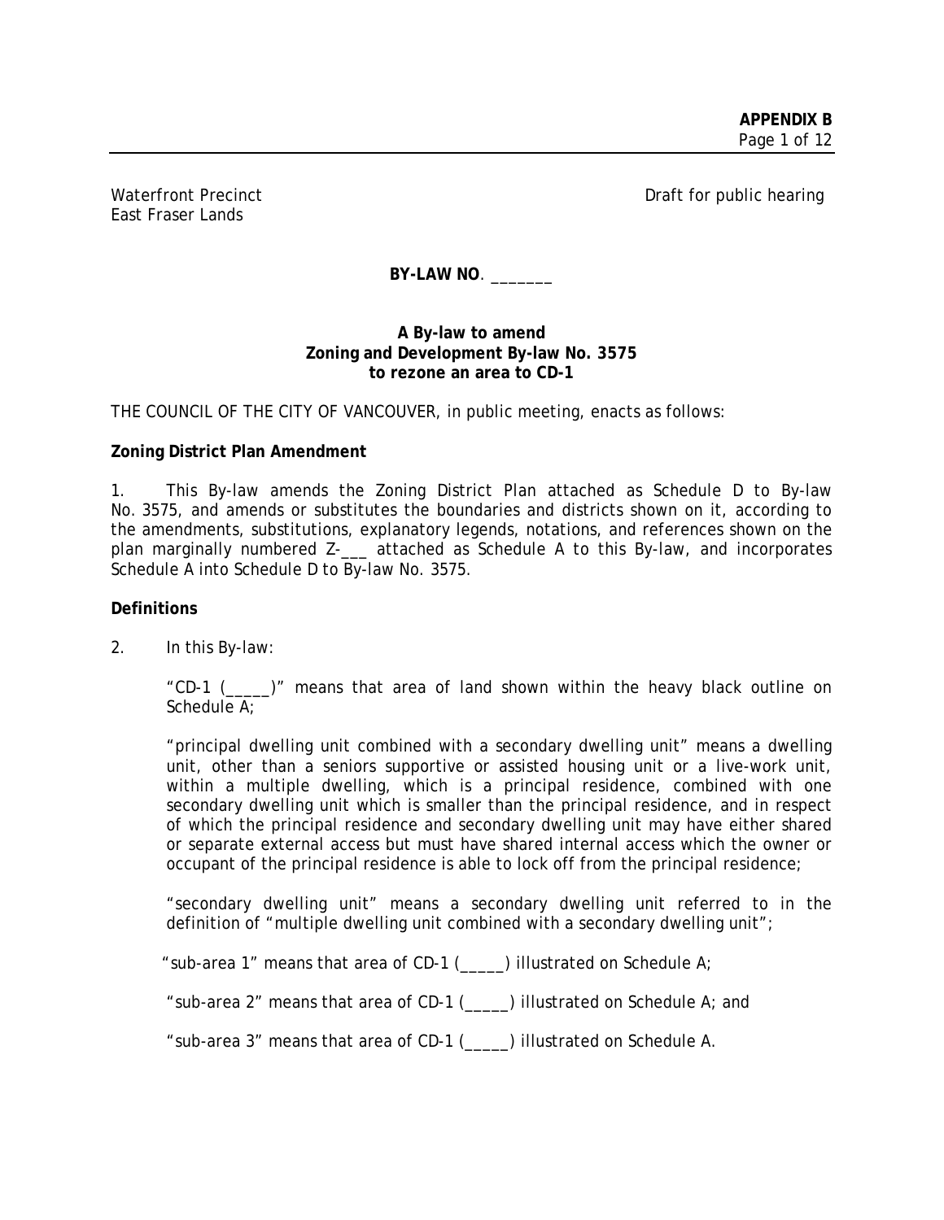Waterfront Precinct
East Fraser Lands

Draft for public hearing

**BY-LAW NO**. _______

**A By-law to amend**
**Zoning and Development By-law No. 3575**
**to rezone an area to CD-1**

THE COUNCIL OF THE CITY OF VANCOUVER, in public meeting, enacts as follows:

**Zoning District Plan Amendment**

1. This By-law amends the Zoning District Plan attached as Schedule D to By-law No. 3575, and amends or substitutes the boundaries and districts shown on it, according to the amendments, substitutions, explanatory legends, notations, and references shown on the plan marginally numbered Z-___ attached as Schedule A to this By-law, and incorporates Schedule A into Schedule D to By-law No. 3575.

**Definitions**

2. In this By-law:

"CD-1 (_____)" means that area of land shown within the heavy black outline on Schedule A;

"principal dwelling unit combined with a secondary dwelling unit" means a dwelling unit, other than a seniors supportive or assisted housing unit or a live-work unit, within a multiple dwelling, which is a principal residence, combined with one secondary dwelling unit which is smaller than the principal residence, and in respect of which the principal residence and secondary dwelling unit may have either shared or separate external access but must have shared internal access which the owner or occupant of the principal residence is able to lock off from the principal residence;

"secondary dwelling unit" means a secondary dwelling unit referred to in the definition of "multiple dwelling unit combined with a secondary dwelling unit";

"sub-area 1" means that area of CD-1 (_____) illustrated on Schedule A;

"sub-area 2" means that area of CD-1 (_____) illustrated on Schedule A; and

"sub-area 3" means that area of CD-1 (_____) illustrated on Schedule A.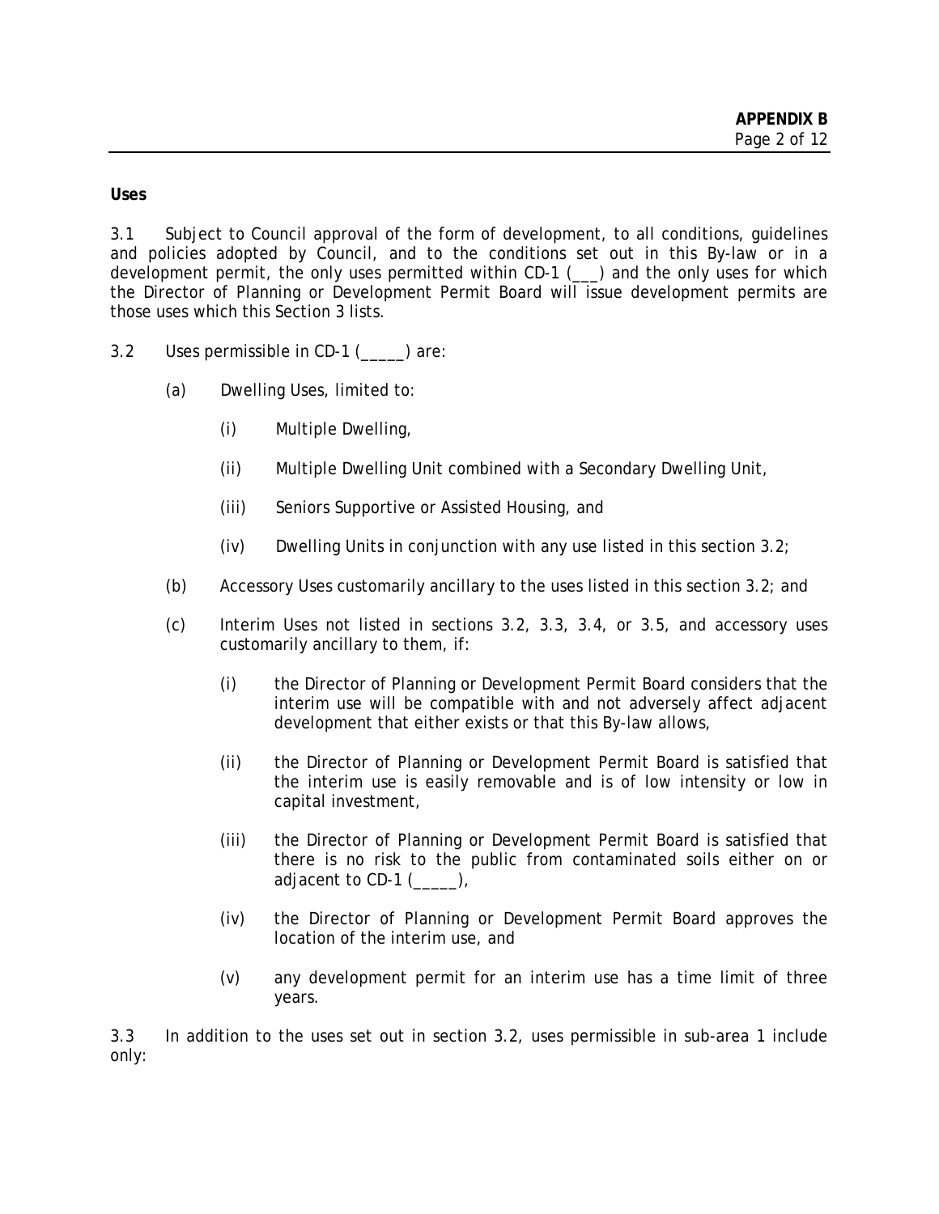**Uses**

3.1 Subject to Council approval of the form of development, to all conditions, guidelines and policies adopted by Council, and to the conditions set out in this By-law or in a development permit, the only uses permitted within CD-1 (___) and the only uses for which the Director of Planning or Development Permit Board will issue development permits are those uses which this Section 3 lists.

3.2 Uses permissible in CD-1 (_____) are:

- (a) Dwelling Uses, limited to:
  - (i) Multiple Dwelling,
  - (ii) Multiple Dwelling Unit combined with a Secondary Dwelling Unit,
  - (iii) Seniors Supportive or Assisted Housing, and
  - (iv) Dwelling Units in conjunction with any use listed in this section 3.2;
- (b) Accessory Uses customarily ancillary to the uses listed in this section 3.2; and
- (c) Interim Uses not listed in sections 3.2, 3.3, 3.4, or 3.5, and accessory uses customarily ancillary to them, if:
  - (i) the Director of Planning or Development Permit Board considers that the interim use will be compatible with and not adversely affect adjacent development that either exists or that this By-law allows,
  - (ii) the Director of Planning or Development Permit Board is satisfied that the interim use is easily removable and is of low intensity or low in capital investment,
  - (iii) the Director of Planning or Development Permit Board is satisfied that there is no risk to the public from contaminated soils either on or adjacent to CD-1 (_____),
  - (iv) the Director of Planning or Development Permit Board approves the location of the interim use, and
  - (v) any development permit for an interim use has a time limit of three years.

3.3 In addition to the uses set out in section 3.2, uses permissible in sub-area 1 include only: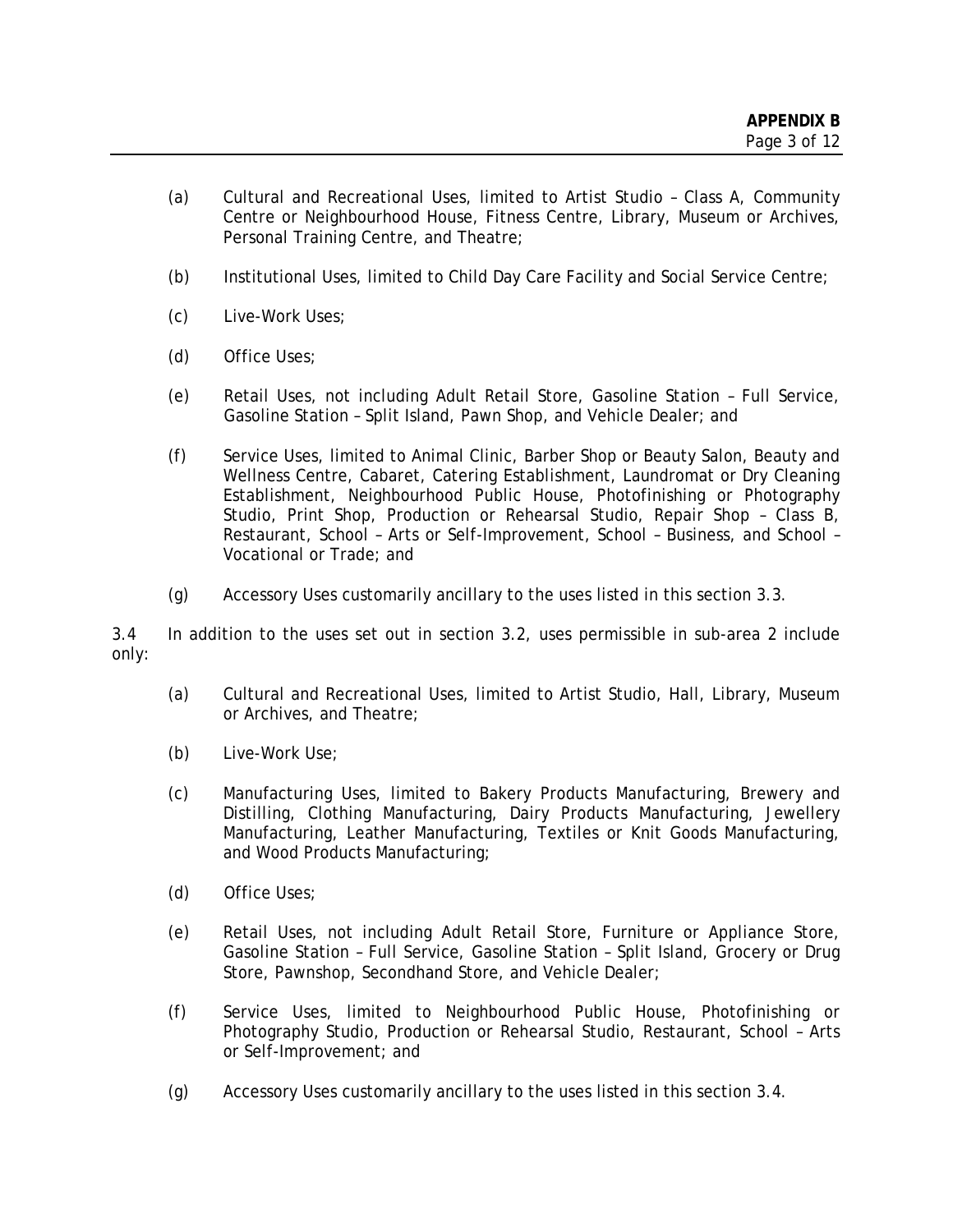(a) Cultural and Recreational Uses, limited to Artist Studio – Class A, Community Centre or Neighbourhood House, Fitness Centre, Library, Museum or Archives, Personal Training Centre, and Theatre;

(b) Institutional Uses, limited to Child Day Care Facility and Social Service Centre;

(c) Live-Work Uses;

(d) Office Uses;

(e) Retail Uses, not including Adult Retail Store, Gasoline Station – Full Service, Gasoline Station – Split Island, Pawn Shop, and Vehicle Dealer; and

(f) Service Uses, limited to Animal Clinic, Barber Shop or Beauty Salon, Beauty and Wellness Centre, Cabaret, Catering Establishment, Laundromat or Dry Cleaning Establishment, Neighbourhood Public House, Photofinishing or Photography Studio, Print Shop, Production or Rehearsal Studio, Repair Shop – Class B, Restaurant, School – Arts or Self-Improvement, School – Business, and School – Vocational or Trade; and

(g) Accessory Uses customarily ancillary to the uses listed in this section 3.3.

3.4 In addition to the uses set out in section 3.2, uses permissible in sub-area 2 include only:

(a) Cultural and Recreational Uses, limited to Artist Studio, Hall, Library, Museum or Archives, and Theatre;

(b) Live-Work Use;

(c) Manufacturing Uses, limited to Bakery Products Manufacturing, Brewery and Distilling, Clothing Manufacturing, Dairy Products Manufacturing, Jewellery Manufacturing, Leather Manufacturing, Textiles or Knit Goods Manufacturing, and Wood Products Manufacturing;

(d) Office Uses;

(e) Retail Uses, not including Adult Retail Store, Furniture or Appliance Store, Gasoline Station – Full Service, Gasoline Station – Split Island, Grocery or Drug Store, Pawnshop, Secondhand Store, and Vehicle Dealer;

(f) Service Uses, limited to Neighbourhood Public House, Photofinishing or Photography Studio, Production or Rehearsal Studio, Restaurant, School – Arts or Self-Improvement; and

(g) Accessory Uses customarily ancillary to the uses listed in this section 3.4.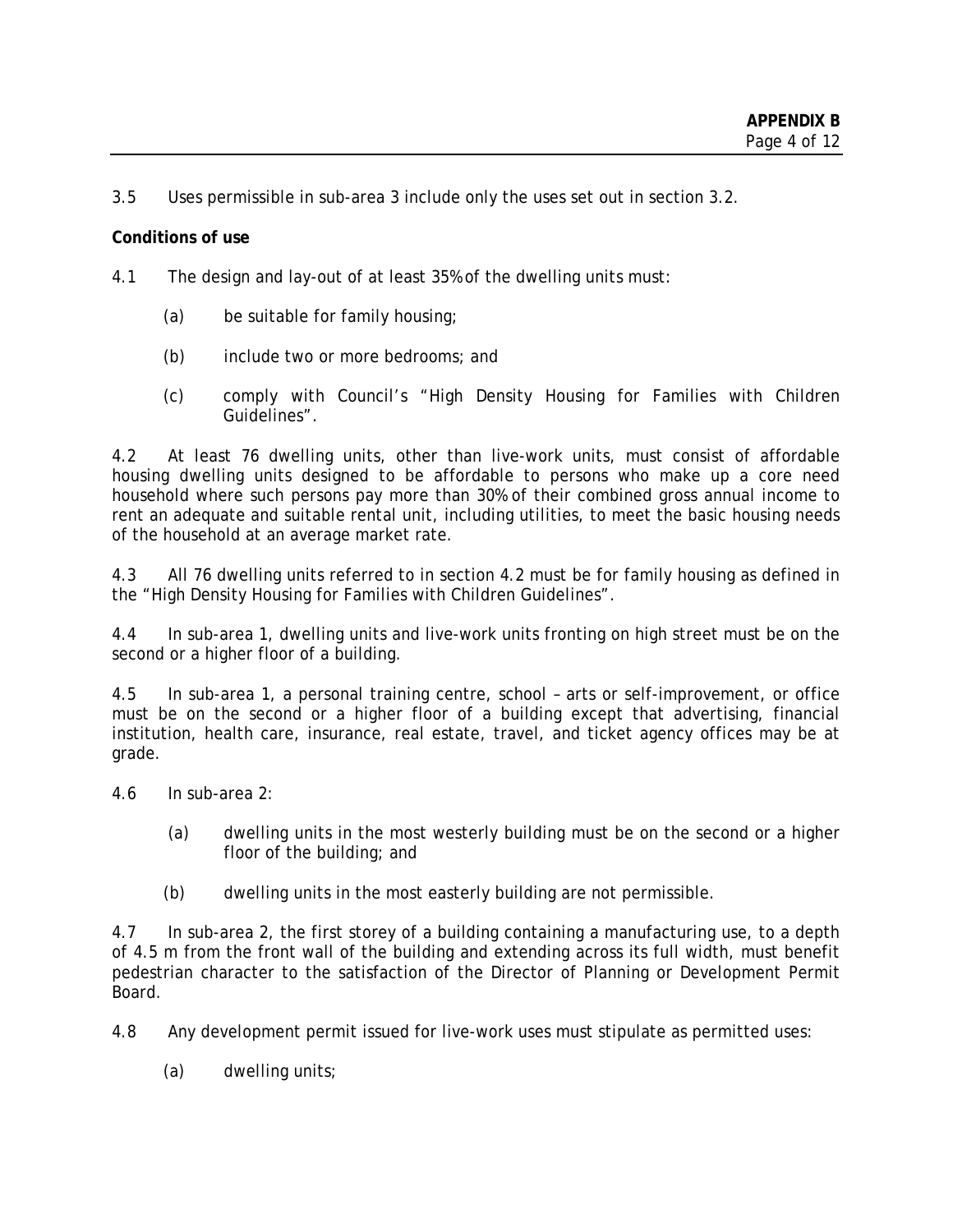3.5 Uses permissible in sub-area 3 include only the uses set out in section 3.2.

**Conditions of use**

4.1 The design and lay-out of at least 35% of the dwelling units must:

(a) be suitable for family housing;

(b) include two or more bedrooms; and

(c) comply with Council's "High Density Housing for Families with Children Guidelines".

4.2 At least 76 dwelling units, other than live-work units, must consist of affordable housing dwelling units designed to be affordable to persons who make up a core need household where such persons pay more than 30% of their combined gross annual income to rent an adequate and suitable rental unit, including utilities, to meet the basic housing needs of the household at an average market rate.

4.3 All 76 dwelling units referred to in section 4.2 must be for family housing as defined in the "High Density Housing for Families with Children Guidelines".

4.4 In sub-area 1, dwelling units and live-work units fronting on high street must be on the second or a higher floor of a building.

4.5 In sub-area 1, a personal training centre, school – arts or self-improvement, or office must be on the second or a higher floor of a building except that advertising, financial institution, health care, insurance, real estate, travel, and ticket agency offices may be at grade.

4.6 In sub-area 2:

(a) dwelling units in the most westerly building must be on the second or a higher floor of the building; and

(b) dwelling units in the most easterly building are not permissible.

4.7 In sub-area 2, the first storey of a building containing a manufacturing use, to a depth of 4.5 m from the front wall of the building and extending across its full width, must benefit pedestrian character to the satisfaction of the Director of Planning or Development Permit Board.

4.8 Any development permit issued for live-work uses must stipulate as permitted uses:

(a) dwelling units;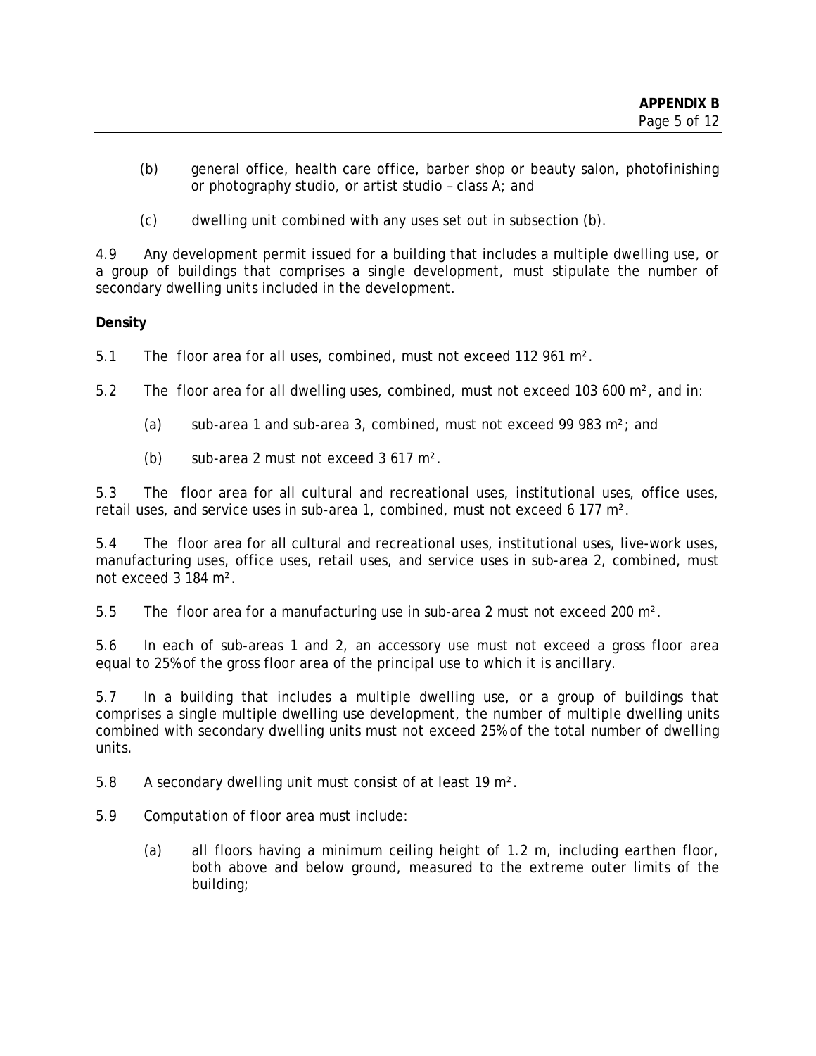(b) general office, health care office, barber shop or beauty salon, photofinishing or photography studio, or artist studio – class A; and

(c) dwelling unit combined with any uses set out in subsection (b).

4.9 Any development permit issued for a building that includes a multiple dwelling use, or a group of buildings that comprises a single development, must stipulate the number of secondary dwelling units included in the development.

**Density**

5.1 The floor area for all uses, combined, must not exceed 112 961 m².

5.2 The floor area for all dwelling uses, combined, must not exceed 103 600 m², and in:

(a) sub-area 1 and sub-area 3, combined, must not exceed 99 983 m²; and

(b) sub-area 2 must not exceed 3 617 m².

5.3 The floor area for all cultural and recreational uses, institutional uses, office uses, retail uses, and service uses in sub-area 1, combined, must not exceed 6 177 m².

5.4 The floor area for all cultural and recreational uses, institutional uses, live-work uses, manufacturing uses, office uses, retail uses, and service uses in sub-area 2, combined, must not exceed 3 184 m².

5.5 The floor area for a manufacturing use in sub-area 2 must not exceed 200 m².

5.6 In each of sub-areas 1 and 2, an accessory use must not exceed a gross floor area equal to 25% of the gross floor area of the principal use to which it is ancillary.

5.7 In a building that includes a multiple dwelling use, or a group of buildings that comprises a single multiple dwelling use development, the number of multiple dwelling units combined with secondary dwelling units must not exceed 25% of the total number of dwelling units.

5.8 A secondary dwelling unit must consist of at least 19 m².

5.9 Computation of floor area must include:

(a) all floors having a minimum ceiling height of 1.2 m, including earthen floor, both above and below ground, measured to the extreme outer limits of the building;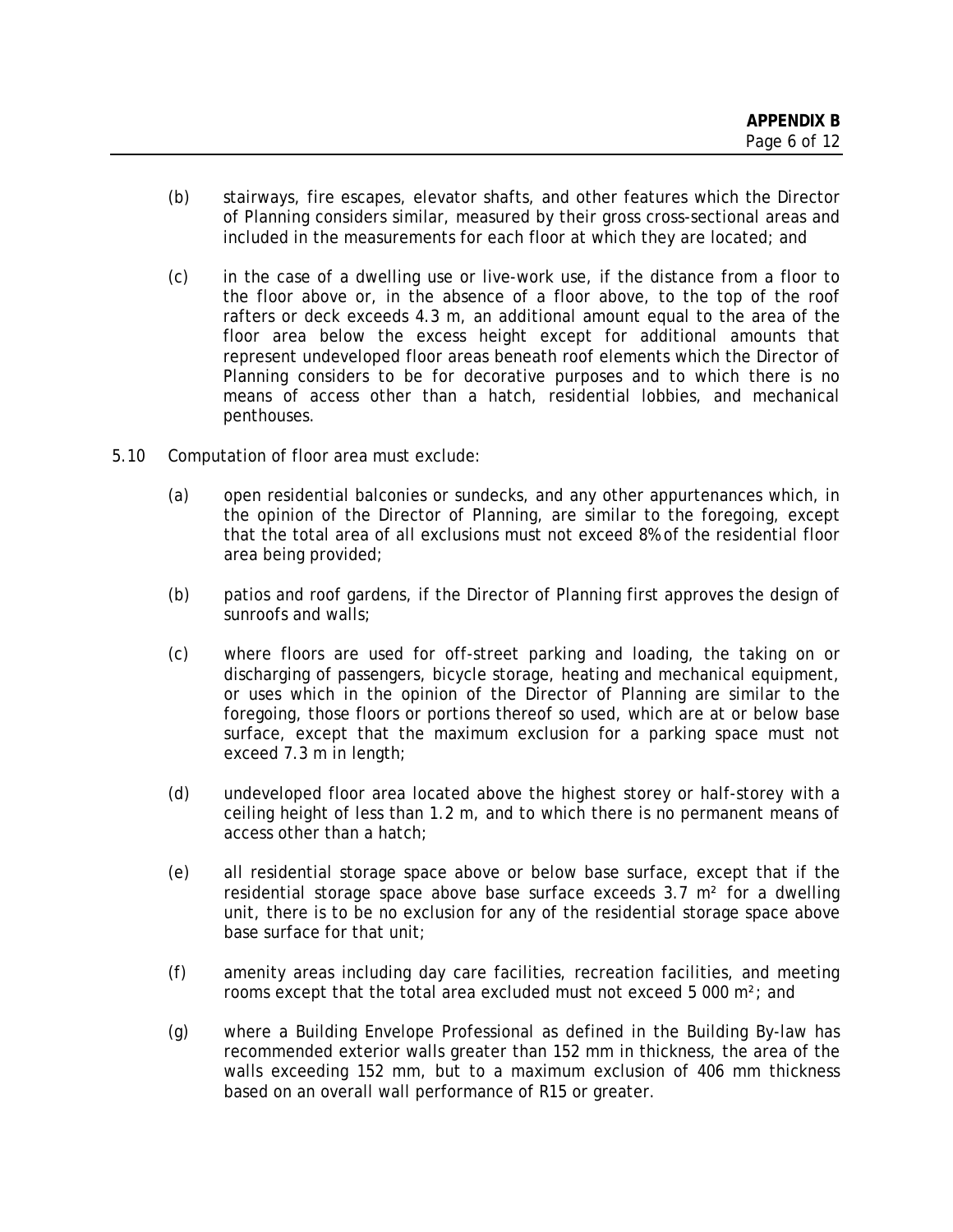(b) stairways, fire escapes, elevator shafts, and other features which the Director of Planning considers similar, measured by their gross cross-sectional areas and included in the measurements for each floor at which they are located; and

(c) in the case of a dwelling use or live-work use, if the distance from a floor to the floor above or, in the absence of a floor above, to the top of the roof rafters or deck exceeds 4.3 m, an additional amount equal to the area of the floor area below the excess height except for additional amounts that represent undeveloped floor areas beneath roof elements which the Director of Planning considers to be for decorative purposes and to which there is no means of access other than a hatch, residential lobbies, and mechanical penthouses.

5.10 Computation of floor area must exclude:

(a) open residential balconies or sundecks, and any other appurtenances which, in the opinion of the Director of Planning, are similar to the foregoing, except that the total area of all exclusions must not exceed 8% of the residential floor area being provided;

(b) patios and roof gardens, if the Director of Planning first approves the design of sunroofs and walls;

(c) where floors are used for off-street parking and loading, the taking on or discharging of passengers, bicycle storage, heating and mechanical equipment, or uses which in the opinion of the Director of Planning are similar to the foregoing, those floors or portions thereof so used, which are at or below base surface, except that the maximum exclusion for a parking space must not exceed 7.3 m in length;

(d) undeveloped floor area located above the highest storey or half-storey with a ceiling height of less than 1.2 m, and to which there is no permanent means of access other than a hatch;

(e) all residential storage space above or below base surface, except that if the residential storage space above base surface exceeds 3.7 m² for a dwelling unit, there is to be no exclusion for any of the residential storage space above base surface for that unit;

(f) amenity areas including day care facilities, recreation facilities, and meeting rooms except that the total area excluded must not exceed 5 000 m²; and

(g) where a Building Envelope Professional as defined in the Building By-law has recommended exterior walls greater than 152 mm in thickness, the area of the walls exceeding 152 mm, but to a maximum exclusion of 406 mm thickness based on an overall wall performance of R15 or greater.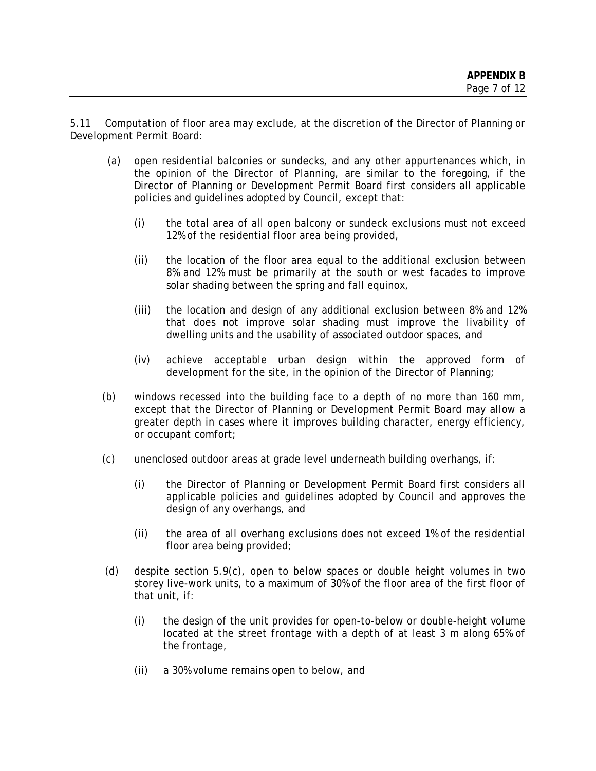5.11 Computation of floor area may exclude, at the discretion of the Director of Planning or Development Permit Board:

(a) open residential balconies or sundecks, and any other appurtenances which, in the opinion of the Director of Planning, are similar to the foregoing, if the Director of Planning or Development Permit Board first considers all applicable policies and guidelines adopted by Council, except that:

   (i) the total area of all open balcony or sundeck exclusions must not exceed 12% of the residential floor area being provided,

   (ii) the location of the floor area equal to the additional exclusion between 8% and 12% must be primarily at the south or west facades to improve solar shading between the spring and fall equinox,

   (iii) the location and design of any additional exclusion between 8% and 12% that does not improve solar shading must improve the livability of dwelling units and the usability of associated outdoor spaces, and

   (iv) achieve acceptable urban design within the approved form of development for the site, in the opinion of the Director of Planning;

(b) windows recessed into the building face to a depth of no more than 160 mm, except that the Director of Planning or Development Permit Board may allow a greater depth in cases where it improves building character, energy efficiency, or occupant comfort;

(c) unenclosed outdoor areas at grade level underneath building overhangs, if:

   (i) the Director of Planning or Development Permit Board first considers all applicable policies and guidelines adopted by Council and approves the design of any overhangs, and

   (ii) the area of all overhang exclusions does not exceed 1% of the residential floor area being provided;

(d) despite section 5.9(c), open to below spaces or double height volumes in two storey live-work units, to a maximum of 30% of the floor area of the first floor of that unit, if:

   (i) the design of the unit provides for open-to-below or double-height volume located at the street frontage with a depth of at least 3 m along 65% of the frontage,

   (ii) a 30% volume remains open to below, and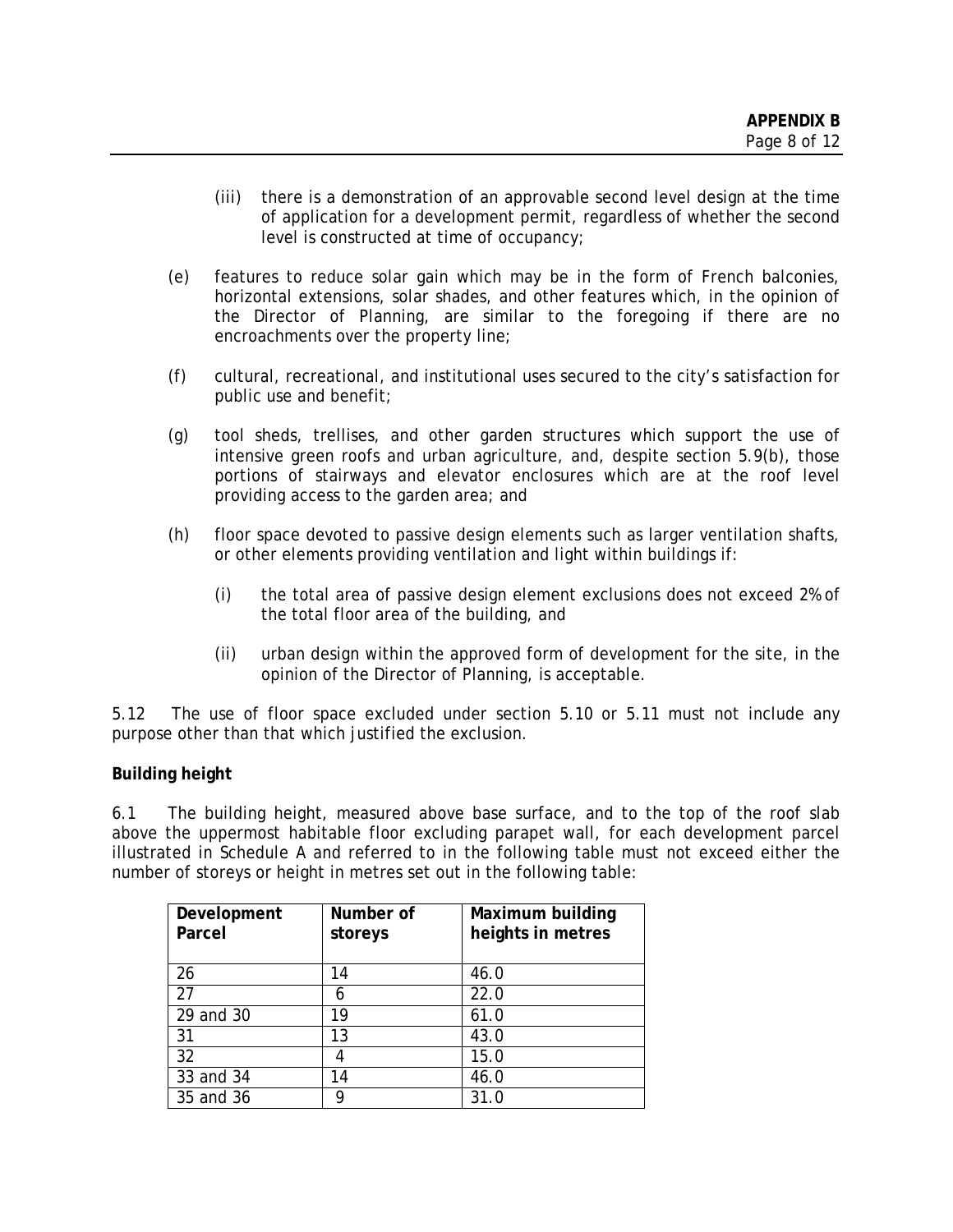(iii) there is a demonstration of an approvable second level design at the time of application for a development permit, regardless of whether the second level is constructed at time of occupancy;

(e) features to reduce solar gain which may be in the form of French balconies, horizontal extensions, solar shades, and other features which, in the opinion of the Director of Planning, are similar to the foregoing if there are no encroachments over the property line;

(f) cultural, recreational, and institutional uses secured to the city's satisfaction for public use and benefit;

(g) tool sheds, trellises, and other garden structures which support the use of intensive green roofs and urban agriculture, and, despite section 5.9(b), those portions of stairways and elevator enclosures which are at the roof level providing access to the garden area; and

(h) floor space devoted to passive design elements such as larger ventilation shafts, or other elements providing ventilation and light within buildings if:

(i) the total area of passive design element exclusions does not exceed 2% of the total floor area of the building, and

(ii) urban design within the approved form of development for the site, in the opinion of the Director of Planning, is acceptable.

5.12 The use of floor space excluded under section 5.10 or 5.11 must not include any purpose other than that which justified the exclusion.

**Building height**

6.1 The building height, measured above base surface, and to the top of the roof slab above the uppermost habitable floor excluding parapet wall, for each development parcel illustrated in Schedule A and referred to in the following table must not exceed either the number of storeys or height in metres set out in the following table:

| Development Parcel | Number of storeys | Maximum building heights in metres |
|---|---|---|
| 26 | 14 | 46.0 |
| 27 | 6 | 22.0 |
| 29 and 30 | 19 | 61.0 |
| 31 | 13 | 43.0 |
| 32 | 4 | 15.0 |
| 33 and 34 | 14 | 46.0 |
| 35 and 36 | 9 | 31.0 |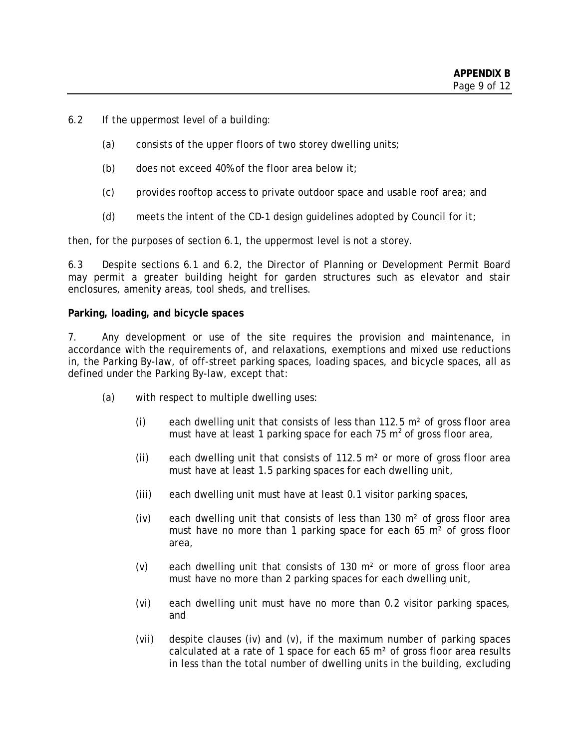6.2 If the uppermost level of a building:

- (a) consists of the upper floors of two storey dwelling units;
- (b) does not exceed 40% of the floor area below it;
- (c) provides rooftop access to private outdoor space and usable roof area; and
- (d) meets the intent of the CD-1 design guidelines adopted by Council for it;

then, for the purposes of section 6.1, the uppermost level is not a storey.

6.3 Despite sections 6.1 and 6.2, the Director of Planning or Development Permit Board may permit a greater building height for garden structures such as elevator and stair enclosures, amenity areas, tool sheds, and trellises.

**Parking, loading, and bicycle spaces**

7. Any development or use of the site requires the provision and maintenance, in accordance with the requirements of, and relaxations, exemptions and mixed use reductions in, the Parking By-law, of off-street parking spaces, loading spaces, and bicycle spaces, all as defined under the Parking By-law, except that:

- (a) with respect to multiple dwelling uses:
  - (i) each dwelling unit that consists of less than 112.5 $m^2$ of gross floor area must have at least 1 parking space for each 75 $m^2$ of gross floor area,
  - (ii) each dwelling unit that consists of 112.5 $m^2$ or more of gross floor area must have at least 1.5 parking spaces for each dwelling unit,
  - (iii) each dwelling unit must have at least 0.1 visitor parking spaces,
  - (iv) each dwelling unit that consists of less than 130 $m^2$ of gross floor area must have no more than 1 parking space for each 65 $m^2$ of gross floor area,
  - (v) each dwelling unit that consists of 130 $m^2$ or more of gross floor area must have no more than 2 parking spaces for each dwelling unit,
  - (vi) each dwelling unit must have no more than 0.2 visitor parking spaces, and
  - (vii) despite clauses (iv) and (v), if the maximum number of parking spaces calculated at a rate of 1 space for each 65 $m^2$ of gross floor area results in less than the total number of dwelling units in the building, excluding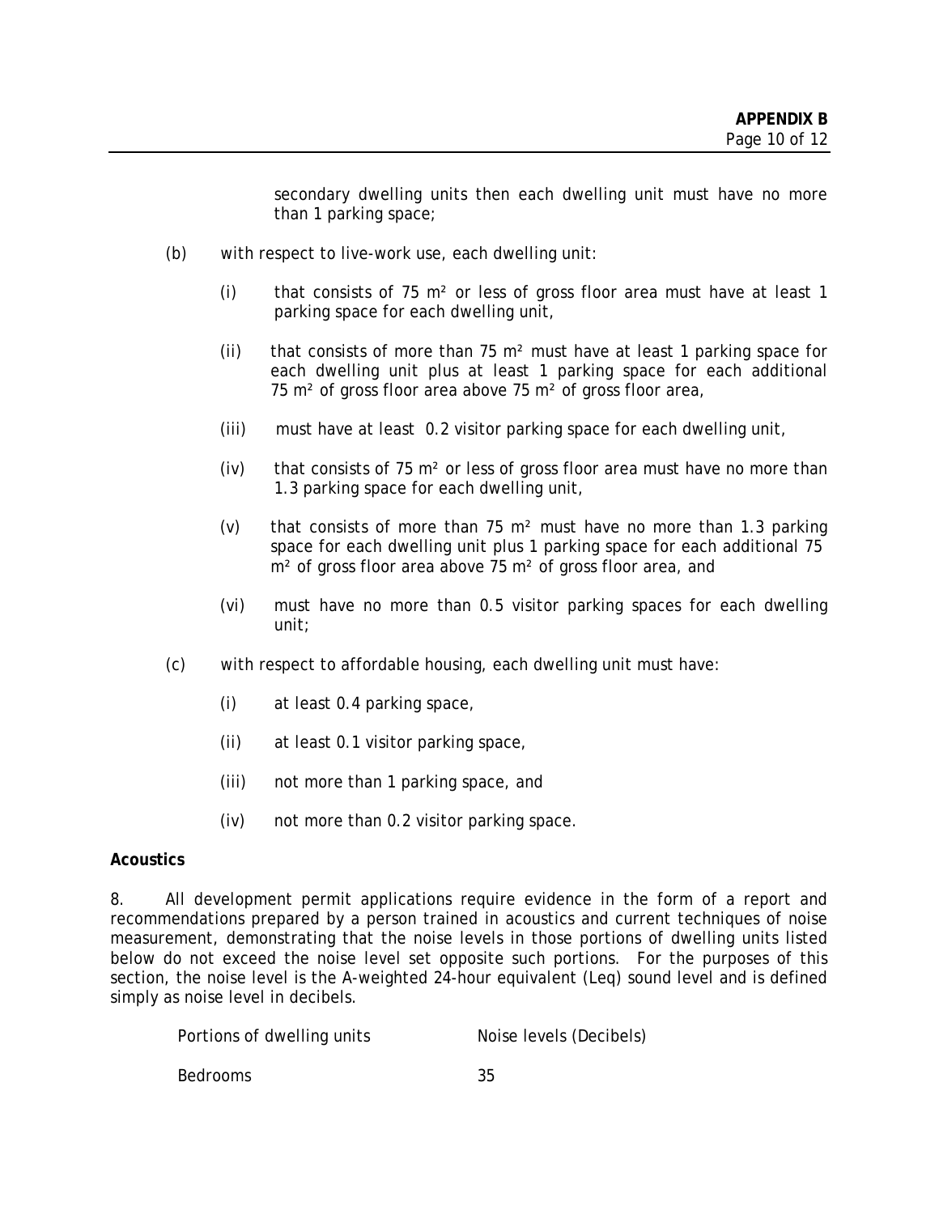secondary dwelling units then each dwelling unit must have no more than 1 parking space;

(b) with respect to live-work use, each dwelling unit:

(i) that consists of 75 $m^2$ or less of gross floor area must have at least 1 parking space for each dwelling unit,

(ii) that consists of more than 75 $m^2$ must have at least 1 parking space for each dwelling unit plus at least 1 parking space for each additional 75 $m^2$ of gross floor area above 75 $m^2$ of gross floor area,

(iii) must have at least 0.2 visitor parking space for each dwelling unit,

(iv) that consists of 75 $m^2$ or less of gross floor area must have no more than 1.3 parking space for each dwelling unit,

(v) that consists of more than 75 $m^2$ must have no more than 1.3 parking space for each dwelling unit plus 1 parking space for each additional 75 $m^2$ of gross floor area above 75 $m^2$ of gross floor area, and

(vi) must have no more than 0.5 visitor parking spaces for each dwelling unit;

(c) with respect to affordable housing, each dwelling unit must have:

(i) at least 0.4 parking space,

(ii) at least 0.1 visitor parking space,

(iii) not more than 1 parking space, and

(iv) not more than 0.2 visitor parking space.

**Acoustics**

8. All development permit applications require evidence in the form of a report and recommendations prepared by a person trained in acoustics and current techniques of noise measurement, demonstrating that the noise levels in those portions of dwelling units listed below do not exceed the noise level set opposite such portions. For the purposes of this section, the noise level is the A-weighted 24-hour equivalent (Leq) sound level and is defined simply as noise level in decibels.

| Portions of dwelling units | Noise levels (Decibels) |
| --- | --- |
| Bedrooms | 35 |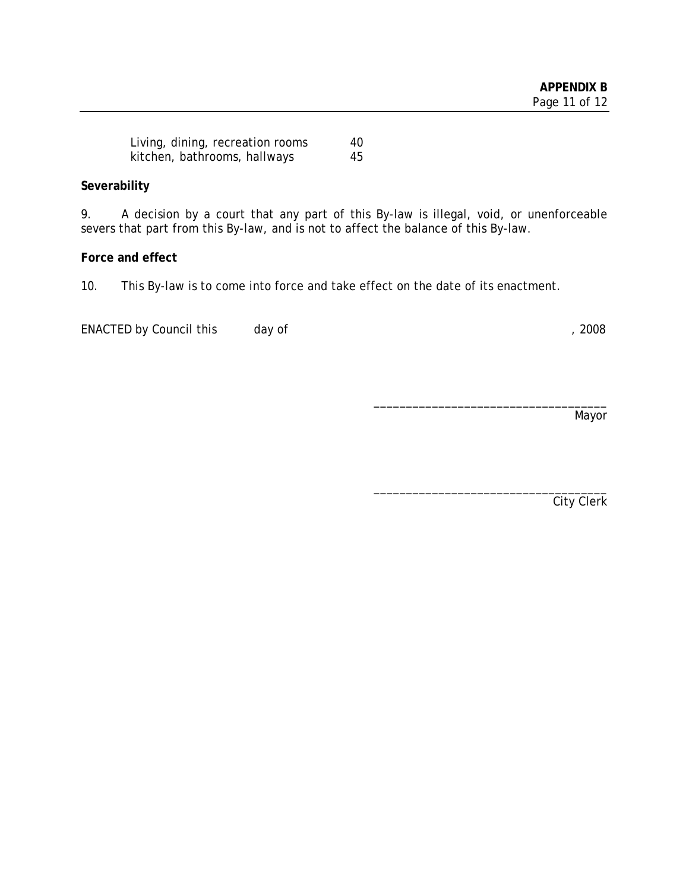| | |
|---|---|
| Living, dining, recreation rooms | 40 |
| kitchen, bathrooms, hallways | 45 |

**Severability**

9. A decision by a court that any part of this By-law is illegal, void, or unenforceable severs that part from this By-law, and is not to affect the balance of this By-law.

**Force and effect**

10. This By-law is to come into force and take effect on the date of its enactment.

ENACTED by Council this day of , 2008

___________________________________
Mayor

___________________________________
City Clerk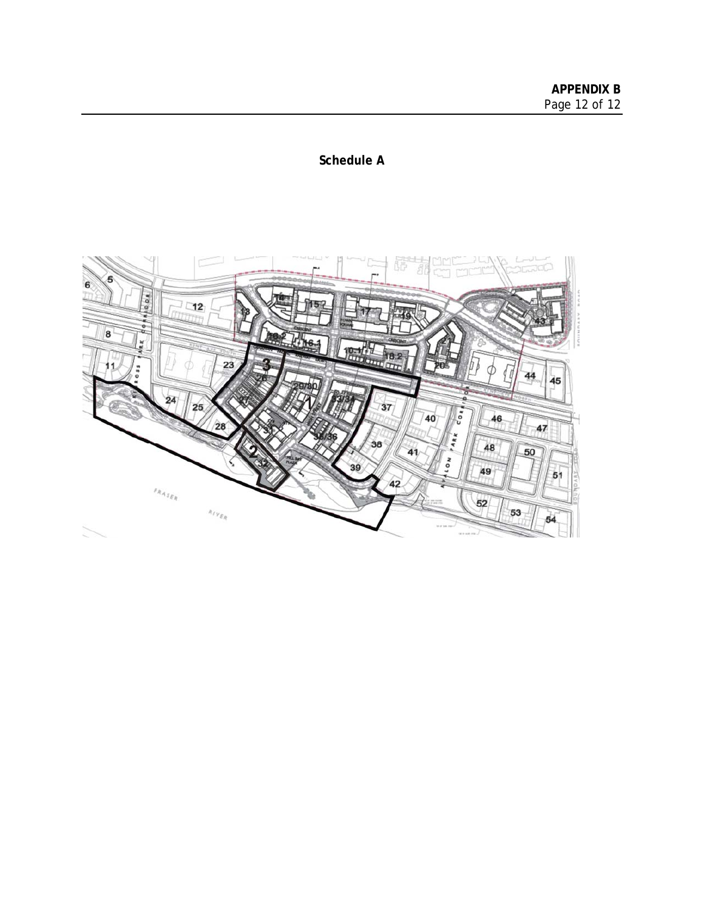## Schedule A

FRASER

RIVER

5
6
8
11
12
13
15
16.2
16.1
17
18.1
18.2
19
20
21
23
24
25
26
27
28
29/30
31
32
33/34
35/36
37
38
39
40
41
42
43
44
45
46
47
48
49
50
51
52
53
54

1
2
3

ROSS PARK CORRIDOR

AVALON PARK CORRIDOR

TOWN SQUARE

CRESCENT

HIGH STREET

KENT AVE SOUTH

BOUNDARY ROAD